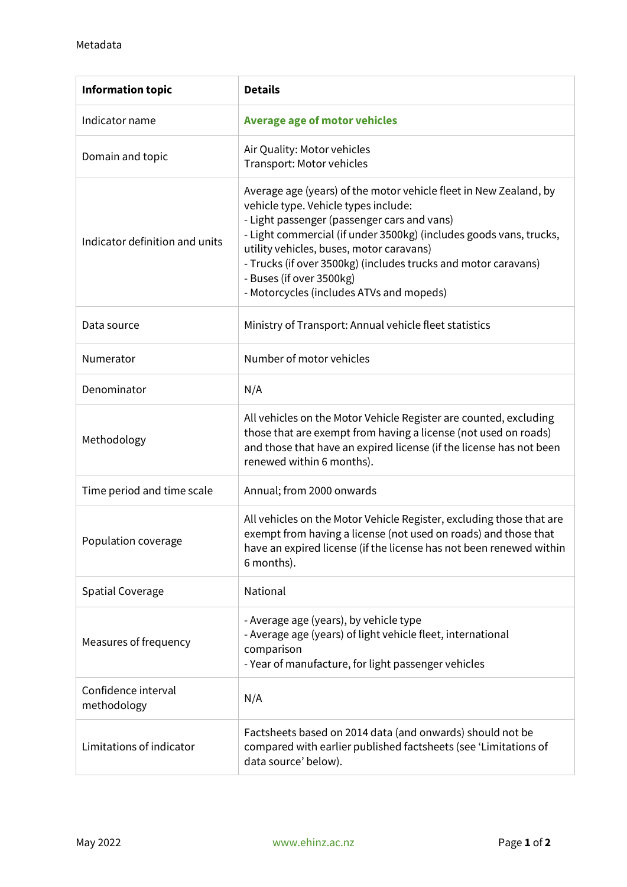Metadata

| Information topic | Details |
|---|---|
| Indicator name | **Average age of motor vehicles** |
| Domain and topic | Air Quality: Motor vehicles<br>Transport: Motor vehicles |
| Indicator definition and units | Average age (years) of the motor vehicle fleet in New Zealand, by vehicle type. Vehicle types include:<br>- Light passenger (passenger cars and vans)<br>- Light commercial (if under 3500kg) (includes goods vans, trucks, utility vehicles, buses, motor caravans)<br>- Trucks (if over 3500kg) (includes trucks and motor caravans)<br>- Buses (if over 3500kg)<br>- Motorcycles (includes ATVs and mopeds) |
| Data source | Ministry of Transport: Annual vehicle fleet statistics |
| Numerator | Number of motor vehicles |
| Denominator | N/A |
| Methodology | All vehicles on the Motor Vehicle Register are counted, excluding those that are exempt from having a license (not used on roads) and those that have an expired license (if the license has not been renewed within 6 months). |
| Time period and time scale | Annual; from 2000 onwards |
| Population coverage | All vehicles on the Motor Vehicle Register, excluding those that are exempt from having a license (not used on roads) and those that have an expired license (if the license has not been renewed within 6 months). |
| Spatial Coverage | National |
| Measures of frequency | - Average age (years), by vehicle type<br>- Average age (years) of light vehicle fleet, international comparison<br>- Year of manufacture, for light passenger vehicles |
| Confidence interval methodology | N/A |
| Limitations of indicator | Factsheets based on 2014 data (and onwards) should not be compared with earlier published factsheets (see 'Limitations of data source' below). |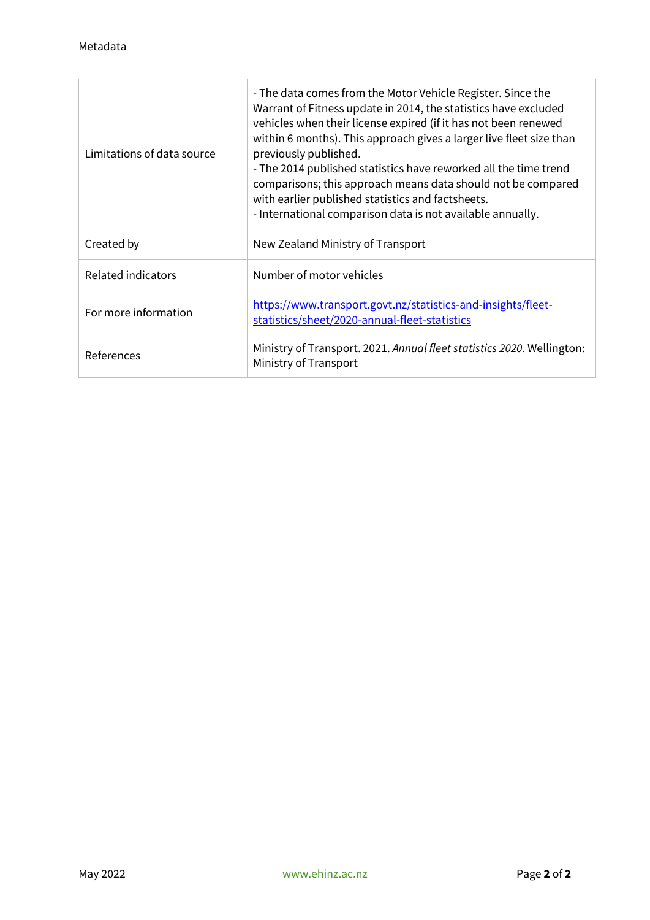Metadata

| | |
|---|---|
| Limitations of data source | - The data comes from the Motor Vehicle Register. Since the Warrant of Fitness update in 2014, the statistics have excluded vehicles when their license expired (if it has not been renewed within 6 months). This approach gives a larger live fleet size than previously published.<br>- The 2014 published statistics have reworked all the time trend comparisons; this approach means data should not be compared with earlier published statistics and factsheets.<br>- International comparison data is not available annually. |
| Created by | New Zealand Ministry of Transport |
| Related indicators | Number of motor vehicles |
| For more information | [https://www.transport.govt.nz/statistics-and-insights/fleet-statistics/sheet/2020-annual-fleet-statistics](https://www.transport.govt.nz/statistics-and-insights/fleet-statistics/sheet/2020-annual-fleet-statistics) |
| References | Ministry of Transport. 2021. *Annual fleet statistics 2020.* Wellington: Ministry of Transport |